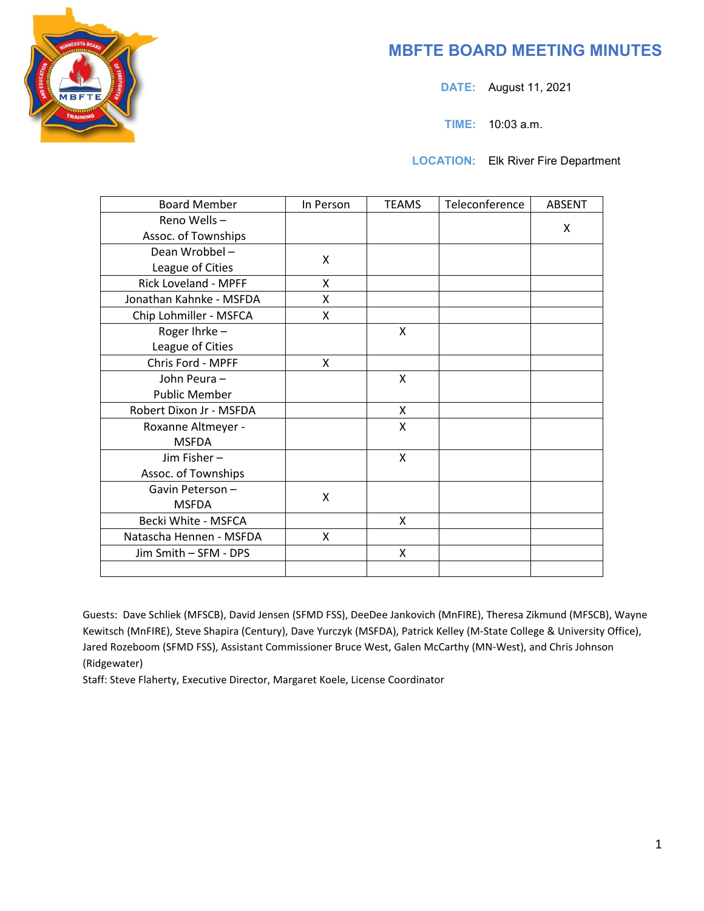# MBFTE BOARD MEETING MINUTES

**DATE:** August 11, 2021

**TIME:** 10:03 a.m.

**LOCATION:** Elk River Fire Department

| Board Member | In Person | TEAMS | Teleconference | ABSENT |
|---|---|---|---|---|
| Reno Wells – Assoc. of Townships | | | | X |
| Dean Wrobbel – League of Cities | X | | | |
| Rick Loveland - MPFF | X | | | |
| Jonathan Kahnke - MSFDA | X | | | |
| Chip Lohmiller - MSFCA | X | | | |
| Roger Ihrke – League of Cities | | X | | |
| Chris Ford - MPFF | X | | | |
| John Peura – Public Member | | X | | |
| Robert Dixon Jr - MSFDA | | X | | |
| Roxanne Altmeyer - MSFDA | | X | | |
| Jim Fisher – Assoc. of Townships | | X | | |
| Gavin Peterson – MSFDA | X | | | |
| Becki White - MSFCA | | X | | |
| Natascha Hennen - MSFDA | X | | | |
| Jim Smith – SFM - DPS | | X | | |
| | | | | |

Guests: Dave Schliek (MFSCB), David Jensen (SFMD FSS), DeeDee Jankovich (MnFIRE), Theresa Zikmund (MFSCB), Wayne Kewitsch (MnFIRE), Steve Shapira (Century), Dave Yurczyk (MSFDA), Patrick Kelley (M-State College & University Office), Jared Rozeboom (SFMD FSS), Assistant Commissioner Bruce West, Galen McCarthy (MN-West), and Chris Johnson (Ridgewater)

Staff: Steve Flaherty, Executive Director, Margaret Koele, License Coordinator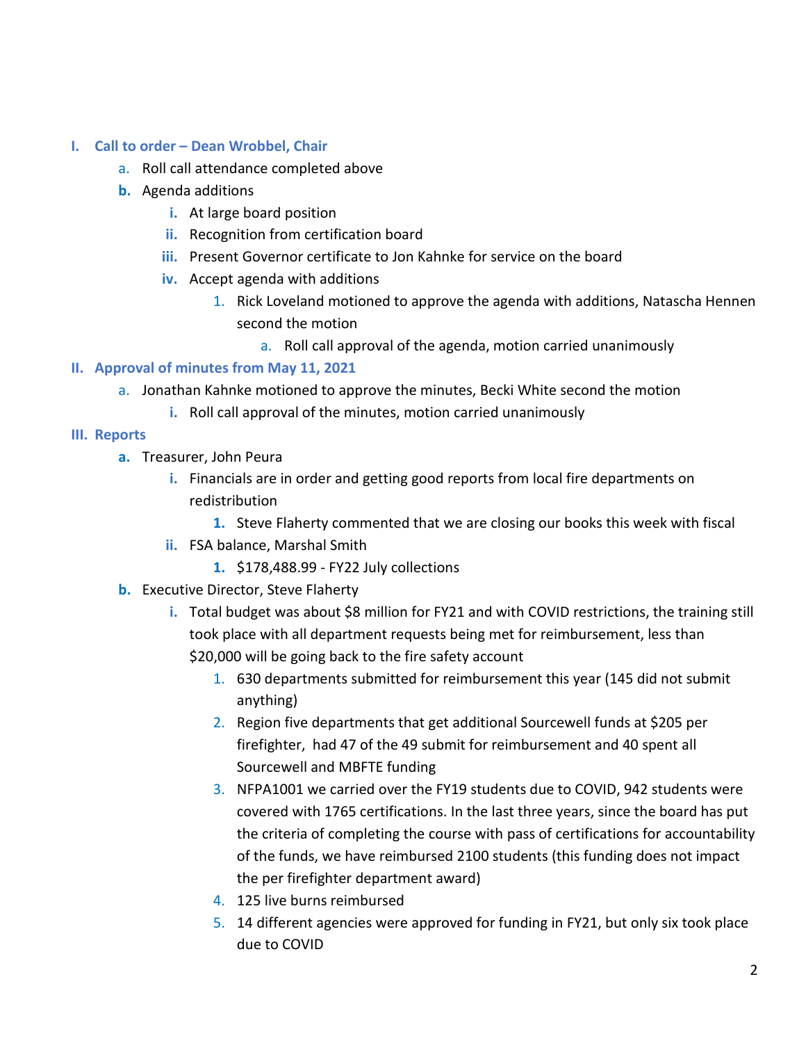## I. Call to order – Dean Wrobbel, Chair

a. Roll call attendance completed above

b. Agenda additions

   i. At large board position

   ii. Recognition from certification board

   iii. Present Governor certificate to Jon Kahnke for service on the board

   iv. Accept agenda with additions

      1. Rick Loveland motioned to approve the agenda with additions, Natascha Hennen second the motion

         a. Roll call approval of the agenda, motion carried unanimously

## II. Approval of minutes from May 11, 2021

a. Jonathan Kahnke motioned to approve the minutes, Becki White second the motion

   i. Roll call approval of the minutes, motion carried unanimously

## III. Reports

a. Treasurer, John Peura

   i. Financials are in order and getting good reports from local fire departments on redistribution

      1. Steve Flaherty commented that we are closing our books this week with fiscal

   ii. FSA balance, Marshal Smith

      1. $178,488.99 - FY22 July collections

b. Executive Director, Steve Flaherty

   i. Total budget was about $8 million for FY21 and with COVID restrictions, the training still took place with all department requests being met for reimbursement, less than $20,000 will be going back to the fire safety account

      1. 630 departments submitted for reimbursement this year (145 did not submit anything)

      2. Region five departments that get additional Sourcewell funds at $205 per firefighter, had 47 of the 49 submit for reimbursement and 40 spent all Sourcewell and MBFTE funding

      3. NFPA1001 we carried over the FY19 students due to COVID, 942 students were covered with 1765 certifications. In the last three years, since the board has put the criteria of completing the course with pass of certifications for accountability of the funds, we have reimbursed 2100 students (this funding does not impact the per firefighter department award)

      4. 125 live burns reimbursed

      5. 14 different agencies were approved for funding in FY21, but only six took place due to COVID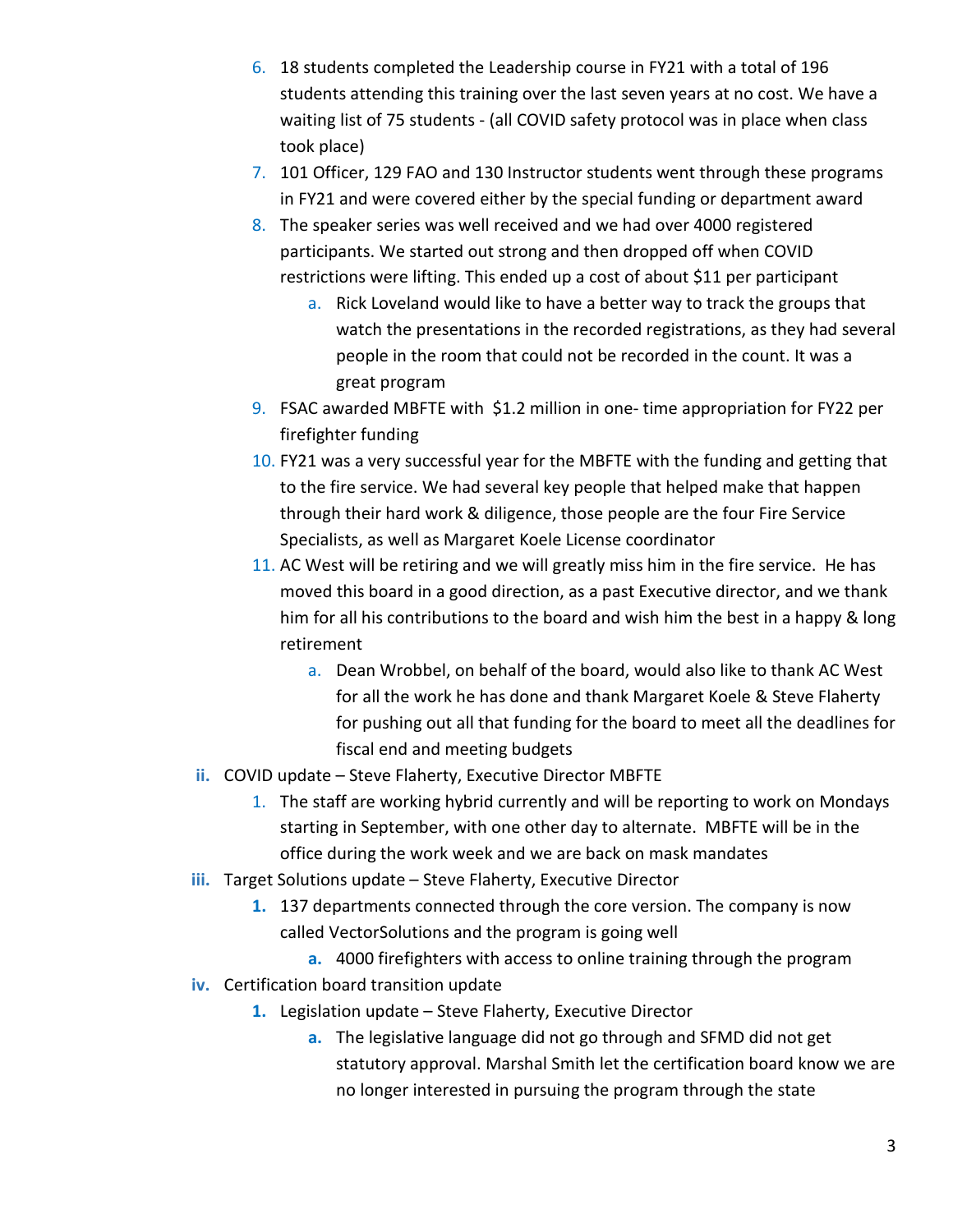6. 18 students completed the Leadership course in FY21 with a total of 196 students attending this training over the last seven years at no cost. We have a waiting list of 75 students - (all COVID safety protocol was in place when class took place)
7. 101 Officer, 129 FAO and 130 Instructor students went through these programs in FY21 and were covered either by the special funding or department award
8. The speaker series was well received and we had over 4000 registered participants. We started out strong and then dropped off when COVID restrictions were lifting. This ended up a cost of about $11 per participant
    a. Rick Loveland would like to have a better way to track the groups that watch the presentations in the recorded registrations, as they had several people in the room that could not be recorded in the count. It was a great program
9. FSAC awarded MBFTE with $1.2 million in one- time appropriation for FY22 per firefighter funding
10. FY21 was a very successful year for the MBFTE with the funding and getting that to the fire service. We had several key people that helped make that happen through their hard work & diligence, those people are the four Fire Service Specialists, as well as Margaret Koele License coordinator
11. AC West will be retiring and we will greatly miss him in the fire service. He has moved this board in a good direction, as a past Executive director, and we thank him for all his contributions to the board and wish him the best in a happy & long retirement
    a. Dean Wrobbel, on behalf of the board, would also like to thank AC West for all the work he has done and thank Margaret Koele & Steve Flaherty for pushing out all that funding for the board to meet all the deadlines for fiscal end and meeting budgets

ii. COVID update – Steve Flaherty, Executive Director MBFTE
    1. The staff are working hybrid currently and will be reporting to work on Mondays starting in September, with one other day to alternate. MBFTE will be in the office during the work week and we are back on mask mandates

iii. Target Solutions update – Steve Flaherty, Executive Director
    1. 137 departments connected through the core version. The company is now called VectorSolutions and the program is going well
        a. 4000 firefighters with access to online training through the program

iv. Certification board transition update
    1. Legislation update – Steve Flaherty, Executive Director
        a. The legislative language did not go through and SFMD did not get statutory approval. Marshal Smith let the certification board know we are no longer interested in pursuing the program through the state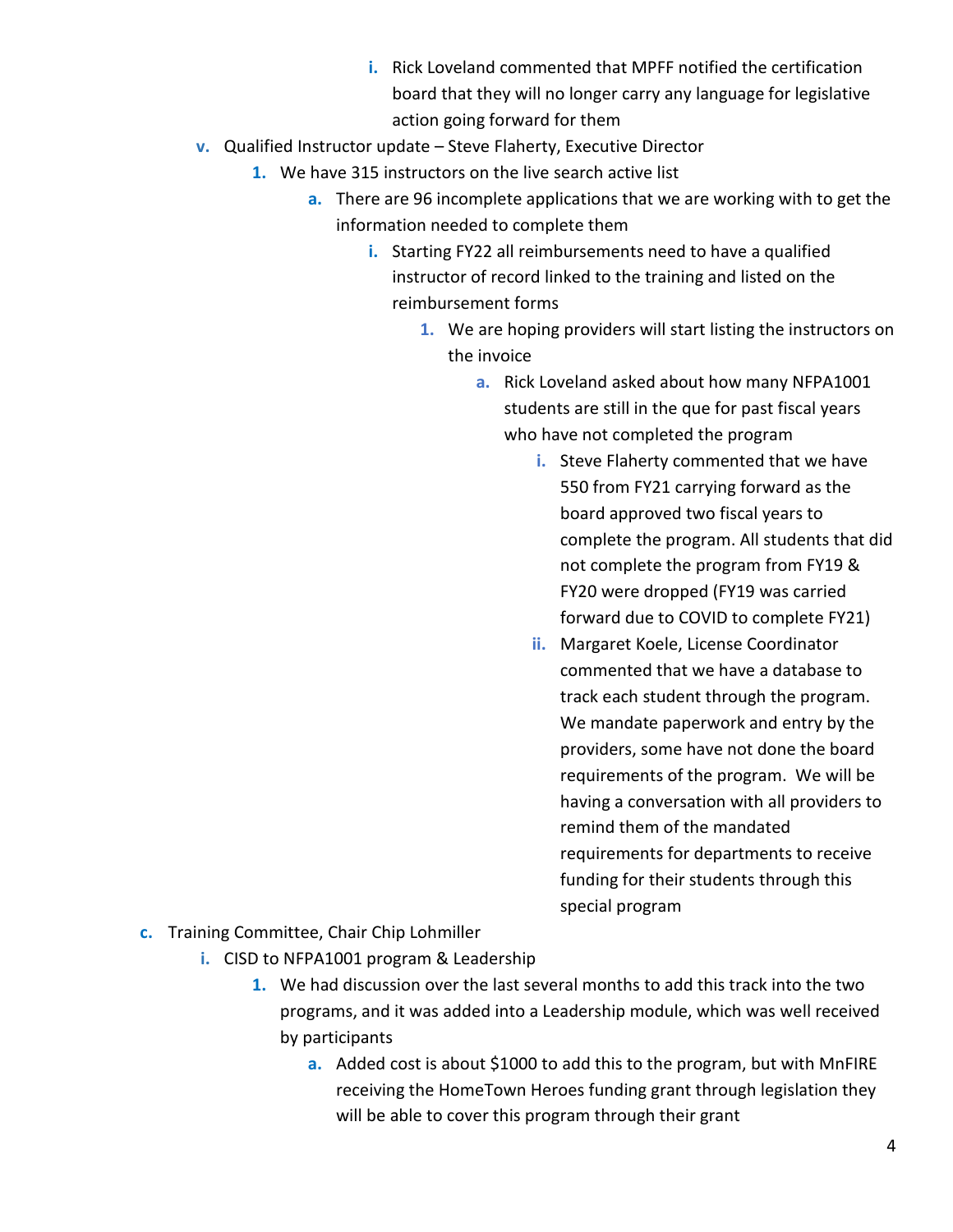- i. Rick Loveland commented that MPFF notified the certification board that they will no longer carry any language for legislative action going forward for them

v. Qualified Instructor update – Steve Flaherty, Executive Director

1. We have 315 instructors on the live search active list
   - a. There are 96 incomplete applications that we are working with to get the information needed to complete them
     - i. Starting FY22 all reimbursements need to have a qualified instructor of record linked to the training and listed on the reimbursement forms
       1. We are hoping providers will start listing the instructors on the invoice
          - a. Rick Loveland asked about how many NFPA1001 students are still in the que for past fiscal years who have not completed the program
            - i. Steve Flaherty commented that we have 550 from FY21 carrying forward as the board approved two fiscal years to complete the program. All students that did not complete the program from FY19 & FY20 were dropped (FY19 was carried forward due to COVID to complete FY21)
            - ii. Margaret Koele, License Coordinator commented that we have a database to track each student through the program. We mandate paperwork and entry by the providers, some have not done the board requirements of the program. We will be having a conversation with all providers to remind them of the mandated requirements for departments to receive funding for their students through this special program

c. Training Committee, Chair Chip Lohmiller

i. CISD to NFPA1001 program & Leadership

1. We had discussion over the last several months to add this track into the two programs, and it was added into a Leadership module, which was well received by participants
   - a. Added cost is about $1000 to add this to the program, but with MnFIRE receiving the HomeTown Heroes funding grant through legislation they will be able to cover this program through their grant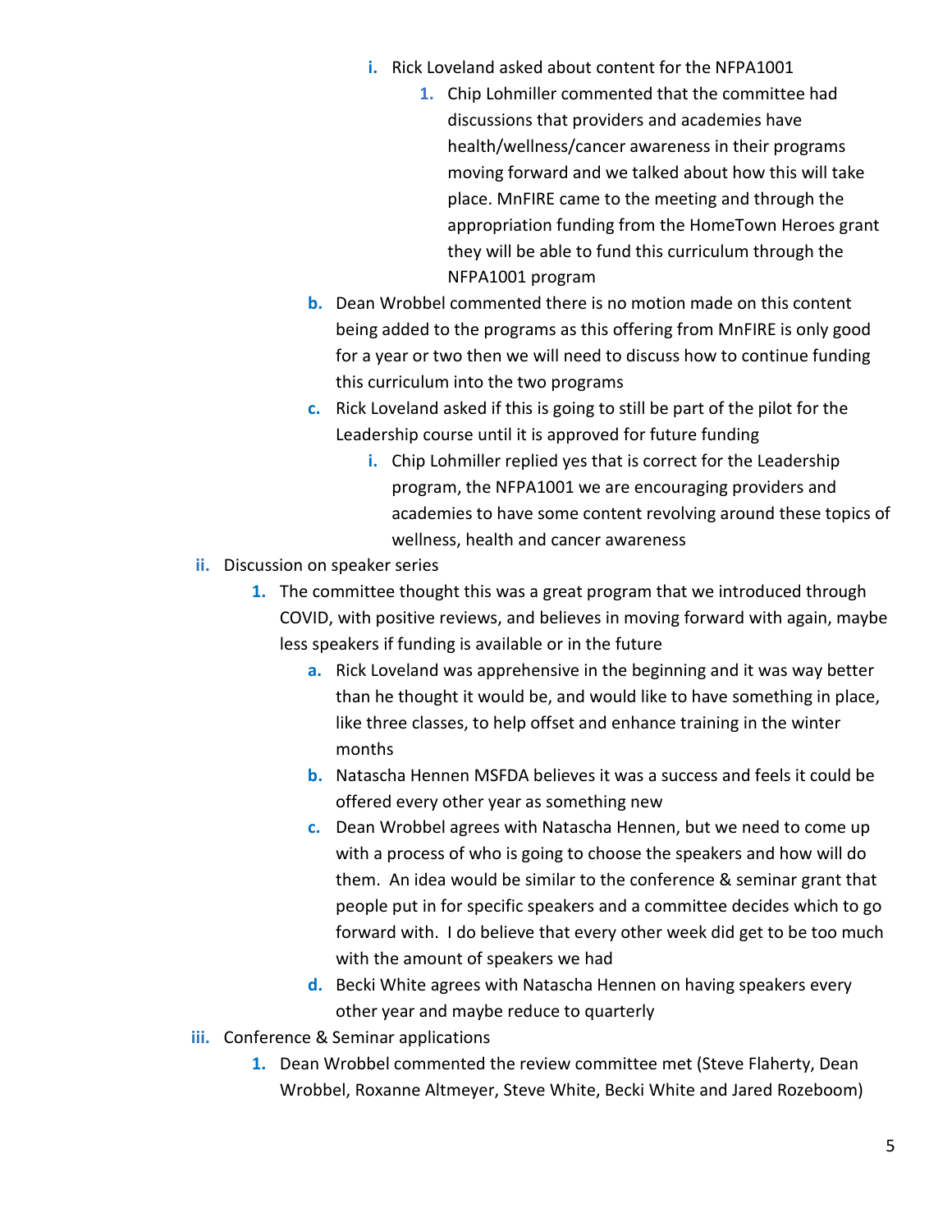i. Rick Loveland asked about content for the NFPA1001
                1. Chip Lohmiller commented that the committee had discussions that providers and academies have health/wellness/cancer awareness in their programs moving forward and we talked about how this will take place. MnFIRE came to the meeting and through the appropriation funding from the HomeTown Heroes grant they will be able to fund this curriculum through the NFPA1001 program
        b. Dean Wrobbel commented there is no motion made on this content being added to the programs as this offering from MnFIRE is only good for a year or two then we will need to discuss how to continue funding this curriculum into the two programs
        c. Rick Loveland asked if this is going to still be part of the pilot for the Leadership course until it is approved for future funding
            i. Chip Lohmiller replied yes that is correct for the Leadership program, the NFPA1001 we are encouraging providers and academies to have some content revolving around these topics of wellness, health and cancer awareness

ii. Discussion on speaker series
    1. The committee thought this was a great program that we introduced through COVID, with positive reviews, and believes in moving forward with again, maybe less speakers if funding is available or in the future
        a. Rick Loveland was apprehensive in the beginning and it was way better than he thought it would be, and would like to have something in place, like three classes, to help offset and enhance training in the winter months
        b. Natascha Hennen MSFDA believes it was a success and feels it could be offered every other year as something new
        c. Dean Wrobbel agrees with Natascha Hennen, but we need to come up with a process of who is going to choose the speakers and how will do them. An idea would be similar to the conference & seminar grant that people put in for specific speakers and a committee decides which to go forward with. I do believe that every other week did get to be too much with the amount of speakers we had
        d. Becki White agrees with Natascha Hennen on having speakers every other year and maybe reduce to quarterly

iii. Conference & Seminar applications
    1. Dean Wrobbel commented the review committee met (Steve Flaherty, Dean Wrobbel, Roxanne Altmeyer, Steve White, Becki White and Jared Rozeboom)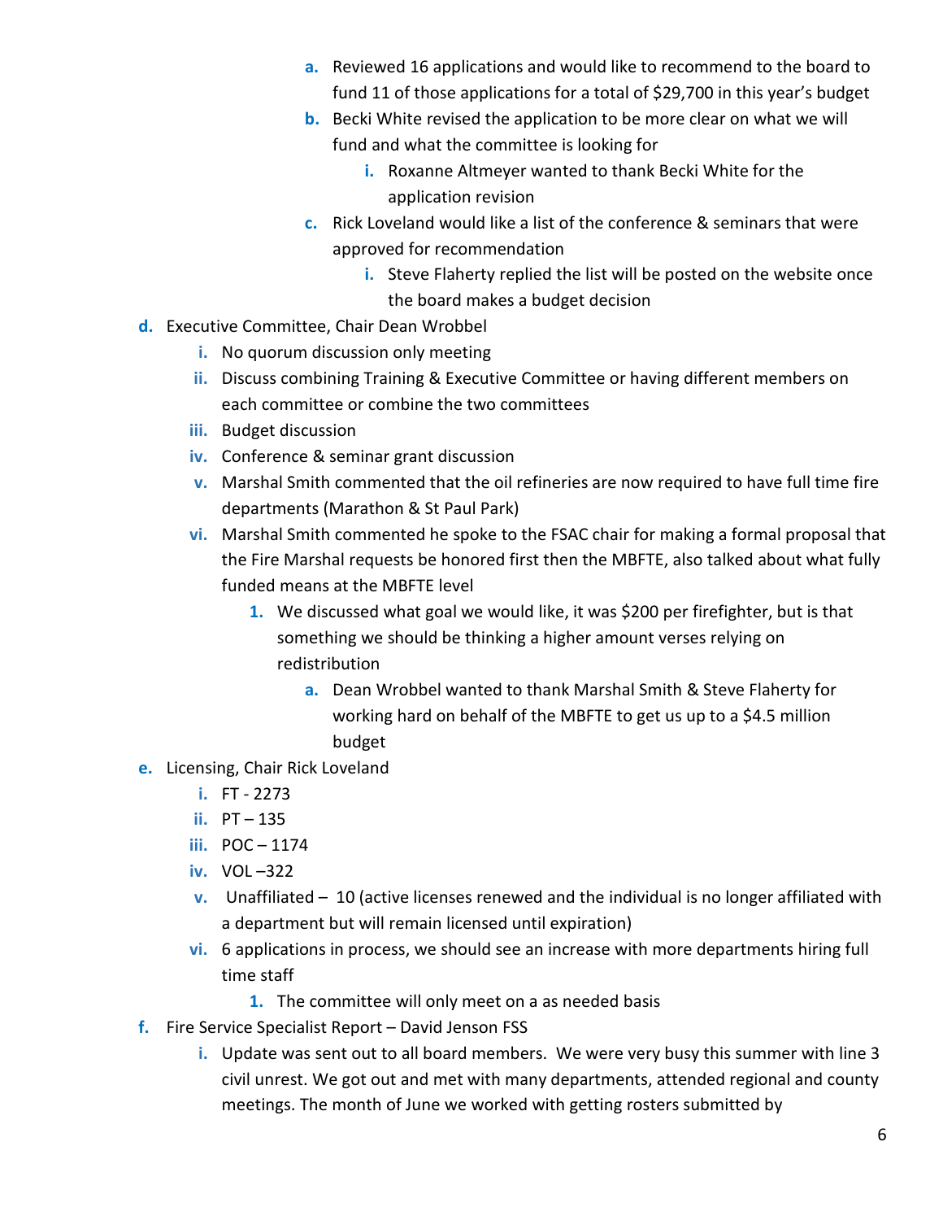- a. Reviewed 16 applications and would like to recommend to the board to fund 11 of those applications for a total of $29,700 in this year's budget
   - b. Becki White revised the application to be more clear on what we will fund and what the committee is looking for
     - i. Roxanne Altmeyer wanted to thank Becki White for the application revision
   - c. Rick Loveland would like a list of the conference & seminars that were approved for recommendation
     - i. Steve Flaherty replied the list will be posted on the website once the board makes a budget decision

- d. Executive Committee, Chair Dean Wrobbel
  - i. No quorum discussion only meeting
  - ii. Discuss combining Training & Executive Committee or having different members on each committee or combine the two committees
  - iii. Budget discussion
  - iv. Conference & seminar grant discussion
  - v. Marshal Smith commented that the oil refineries are now required to have full time fire departments (Marathon & St Paul Park)
  - vi. Marshal Smith commented he spoke to the FSAC chair for making a formal proposal that the Fire Marshal requests be honored first then the MBFTE, also talked about what fully funded means at the MBFTE level
    1. We discussed what goal we would like, it was $200 per firefighter, but is that something we should be thinking a higher amount verses relying on redistribution
       - a. Dean Wrobbel wanted to thank Marshal Smith & Steve Flaherty for working hard on behalf of the MBFTE to get us up to a $4.5 million budget
- e. Licensing, Chair Rick Loveland
  - i. FT - 2273
  - ii. PT – 135
  - iii. POC – 1174
  - iv. VOL –322
  - v. Unaffiliated – 10 (active licenses renewed and the individual is no longer affiliated with a department but will remain licensed until expiration)
  - vi. 6 applications in process, we should see an increase with more departments hiring full time staff
    1. The committee will only meet on a as needed basis
- f. Fire Service Specialist Report – David Jenson FSS
  - i. Update was sent out to all board members. We were very busy this summer with line 3 civil unrest. We got out and met with many departments, attended regional and county meetings. The month of June we worked with getting rosters submitted by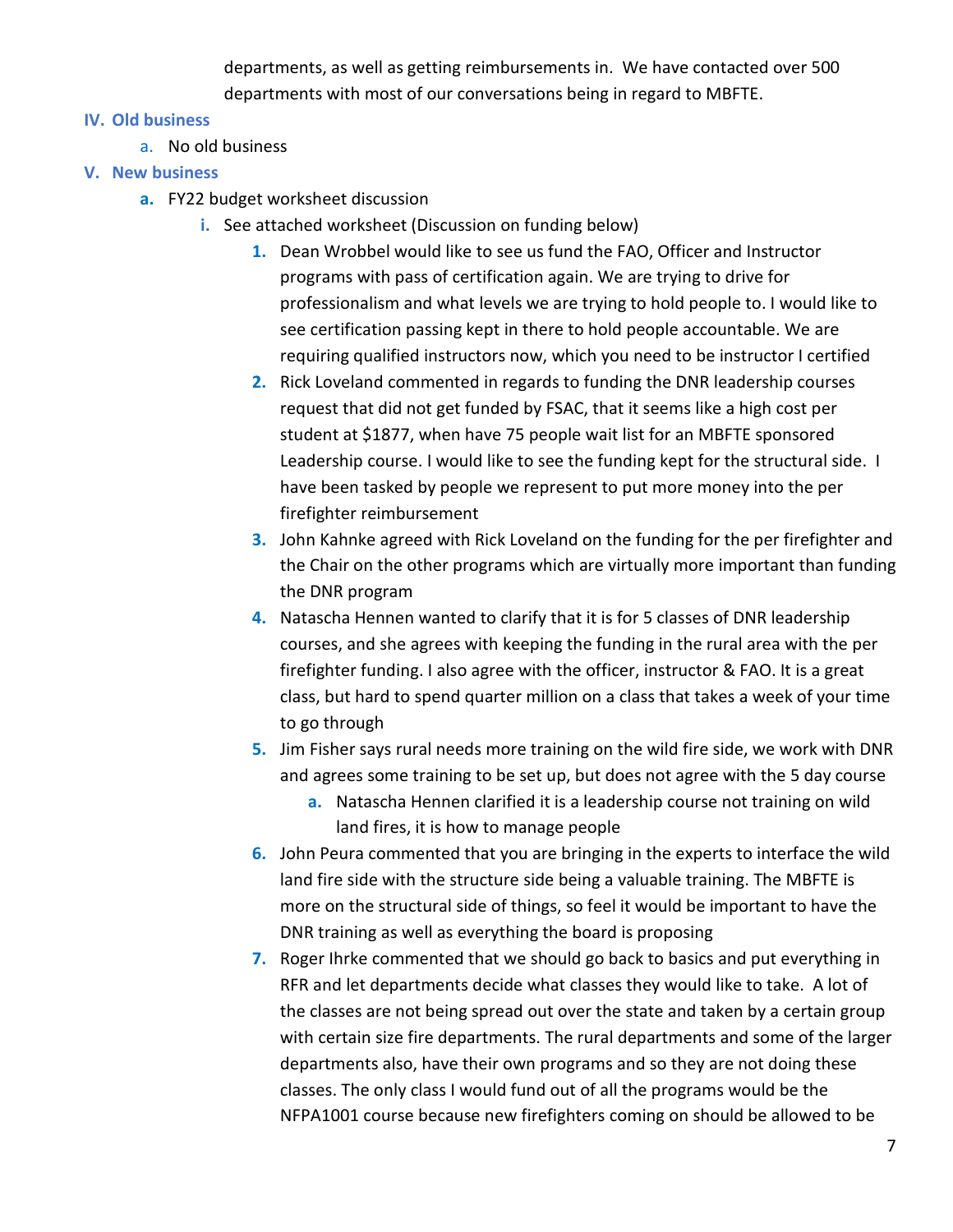departments, as well as getting reimbursements in. We have contacted over 500 departments with most of our conversations being in regard to MBFTE.

## IV. Old business

a. No old business

## V. New business

a. FY22 budget worksheet discussion
   i. See attached worksheet (Discussion on funding below)
      1. Dean Wrobbel would like to see us fund the FAO, Officer and Instructor programs with pass of certification again. We are trying to drive for professionalism and what levels we are trying to hold people to. I would like to see certification passing kept in there to hold people accountable. We are requiring qualified instructors now, which you need to be instructor I certified
      2. Rick Loveland commented in regards to funding the DNR leadership courses request that did not get funded by FSAC, that it seems like a high cost per student at $1877, when have 75 people wait list for an MBFTE sponsored Leadership course. I would like to see the funding kept for the structural side. I have been tasked by people we represent to put more money into the per firefighter reimbursement
      3. John Kahnke agreed with Rick Loveland on the funding for the per firefighter and the Chair on the other programs which are virtually more important than funding the DNR program
      4. Natascha Hennen wanted to clarify that it is for 5 classes of DNR leadership courses, and she agrees with keeping the funding in the rural area with the per firefighter funding. I also agree with the officer, instructor & FAO. It is a great class, but hard to spend quarter million on a class that takes a week of your time to go through
      5. Jim Fisher says rural needs more training on the wild fire side, we work with DNR and agrees some training to be set up, but does not agree with the 5 day course
         a. Natascha Hennen clarified it is a leadership course not training on wild land fires, it is how to manage people
      6. John Peura commented that you are bringing in the experts to interface the wild land fire side with the structure side being a valuable training. The MBFTE is more on the structural side of things, so feel it would be important to have the DNR training as well as everything the board is proposing
      7. Roger Ihrke commented that we should go back to basics and put everything in RFR and let departments decide what classes they would like to take. A lot of the classes are not being spread out over the state and taken by a certain group with certain size fire departments. The rural departments and some of the larger departments also, have their own programs and so they are not doing these classes. The only class I would fund out of all the programs would be the NFPA1001 course because new firefighters coming on should be allowed to be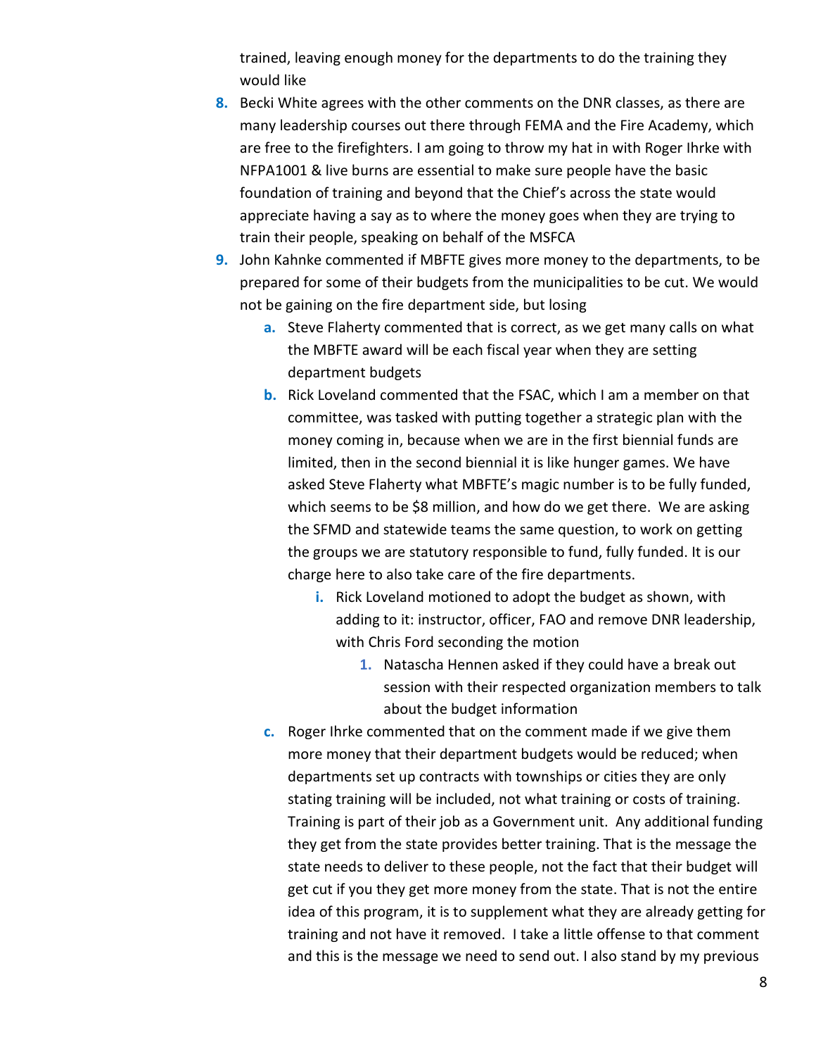trained, leaving enough money for the departments to do the training they would like

8. Becki White agrees with the other comments on the DNR classes, as there are many leadership courses out there through FEMA and the Fire Academy, which are free to the firefighters. I am going to throw my hat in with Roger Ihrke with NFPA1001 & live burns are essential to make sure people have the basic foundation of training and beyond that the Chief's across the state would appreciate having a say as to where the money goes when they are trying to train their people, speaking on behalf of the MSFCA
9. John Kahnke commented if MBFTE gives more money to the departments, to be prepared for some of their budgets from the municipalities to be cut. We would not be gaining on the fire department side, but losing
    a. Steve Flaherty commented that is correct, as we get many calls on what the MBFTE award will be each fiscal year when they are setting department budgets
    b. Rick Loveland commented that the FSAC, which I am a member on that committee, was tasked with putting together a strategic plan with the money coming in, because when we are in the first biennial funds are limited, then in the second biennial it is like hunger games. We have asked Steve Flaherty what MBFTE's magic number is to be fully funded, which seems to be $8 million, and how do we get there. We are asking the SFMD and statewide teams the same question, to work on getting the groups we are statutory responsible to fund, fully funded. It is our charge here to also take care of the fire departments.
        i. Rick Loveland motioned to adopt the budget as shown, with adding to it: instructor, officer, FAO and remove DNR leadership, with Chris Ford seconding the motion
            1. Natascha Hennen asked if they could have a break out session with their respected organization members to talk about the budget information
    c. Roger Ihrke commented that on the comment made if we give them more money that their department budgets would be reduced; when departments set up contracts with townships or cities they are only stating training will be included, not what training or costs of training. Training is part of their job as a Government unit. Any additional funding they get from the state provides better training. That is the message the state needs to deliver to these people, not the fact that their budget will get cut if you they get more money from the state. That is not the entire idea of this program, it is to supplement what they are already getting for training and not have it removed. I take a little offense to that comment and this is the message we need to send out. I also stand by my previous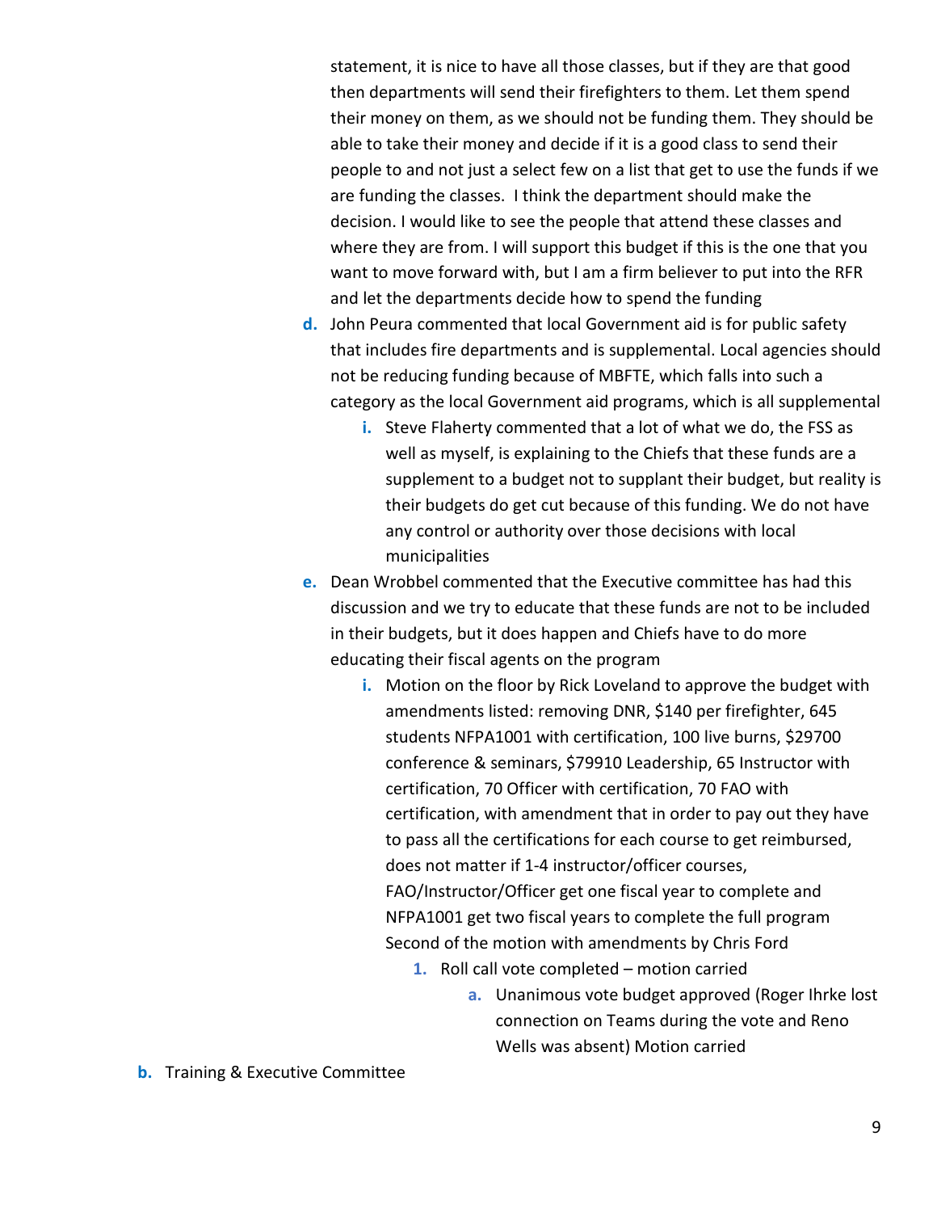statement, it is nice to have all those classes, but if they are that good then departments will send their firefighters to them. Let them spend their money on them, as we should not be funding them. They should be able to take their money and decide if it is a good class to send their people to and not just a select few on a list that get to use the funds if we are funding the classes. I think the department should make the decision. I would like to see the people that attend these classes and where they are from. I will support this budget if this is the one that you want to move forward with, but I am a firm believer to put into the RFR and let the departments decide how to spend the funding

- d. John Peura commented that local Government aid is for public safety that includes fire departments and is supplemental. Local agencies should not be reducing funding because of MBFTE, which falls into such a category as the local Government aid programs, which is all supplemental
  - i. Steve Flaherty commented that a lot of what we do, the FSS as well as myself, is explaining to the Chiefs that these funds are a supplement to a budget not to supplant their budget, but reality is their budgets do get cut because of this funding. We do not have any control or authority over those decisions with local municipalities
- e. Dean Wrobbel commented that the Executive committee has had this discussion and we try to educate that these funds are not to be included in their budgets, but it does happen and Chiefs have to do more educating their fiscal agents on the program
  - i. Motion on the floor by Rick Loveland to approve the budget with amendments listed: removing DNR, $140 per firefighter, 645 students NFPA1001 with certification, 100 live burns, $29700 conference & seminars, $79910 Leadership, 65 Instructor with certification, 70 Officer with certification, 70 FAO with certification, with amendment that in order to pay out they have to pass all the certifications for each course to get reimbursed, does not matter if 1-4 instructor/officer courses, FAO/Instructor/Officer get one fiscal year to complete and NFPA1001 get two fiscal years to complete the full program Second of the motion with amendments by Chris Ford
    1. Roll call vote completed – motion carried
       - a. Unanimous vote budget approved (Roger Ihrke lost connection on Teams during the vote and Reno Wells was absent) Motion carried

b. Training & Executive Committee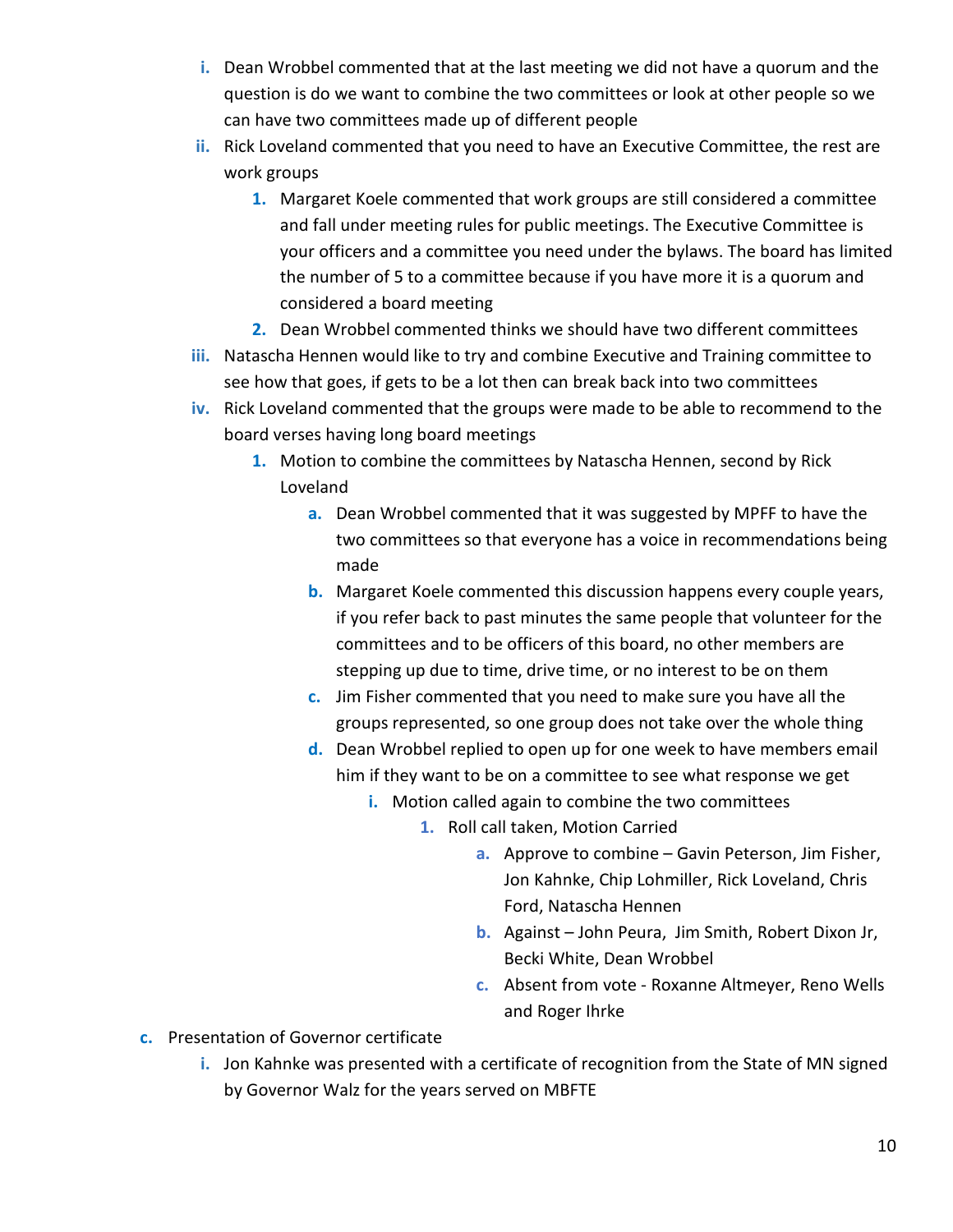- i. Dean Wrobbel commented that at the last meeting we did not have a quorum and the question is do we want to combine the two committees or look at other people so we can have two committees made up of different people
- ii. Rick Loveland commented that you need to have an Executive Committee, the rest are work groups
    1. Margaret Koele commented that work groups are still considered a committee and fall under meeting rules for public meetings. The Executive Committee is your officers and a committee you need under the bylaws. The board has limited the number of 5 to a committee because if you have more it is a quorum and considered a board meeting
    2. Dean Wrobbel commented thinks we should have two different committees
- iii. Natascha Hennen would like to try and combine Executive and Training committee to see how that goes, if gets to be a lot then can break back into two committees
- iv. Rick Loveland commented that the groups were made to be able to recommend to the board verses having long board meetings
    1. Motion to combine the committees by Natascha Hennen, second by Rick Loveland
        - a. Dean Wrobbel commented that it was suggested by MPFF to have the two committees so that everyone has a voice in recommendations being made
        - b. Margaret Koele commented this discussion happens every couple years, if you refer back to past minutes the same people that volunteer for the committees and to be officers of this board, no other members are stepping up due to time, drive time, or no interest to be on them
        - c. Jim Fisher commented that you need to make sure you have all the groups represented, so one group does not take over the whole thing
        - d. Dean Wrobbel replied to open up for one week to have members email him if they want to be on a committee to see what response we get
            - i. Motion called again to combine the two committees
                1. Roll call taken, Motion Carried
                    - a. Approve to combine – Gavin Peterson, Jim Fisher, Jon Kahnke, Chip Lohmiller, Rick Loveland, Chris Ford, Natascha Hennen
                    - b. Against – John Peura, Jim Smith, Robert Dixon Jr, Becki White, Dean Wrobbel
                    - c. Absent from vote - Roxanne Altmeyer, Reno Wells and Roger Ihrke

c. Presentation of Governor certificate
- i. Jon Kahnke was presented with a certificate of recognition from the State of MN signed by Governor Walz for the years served on MBFTE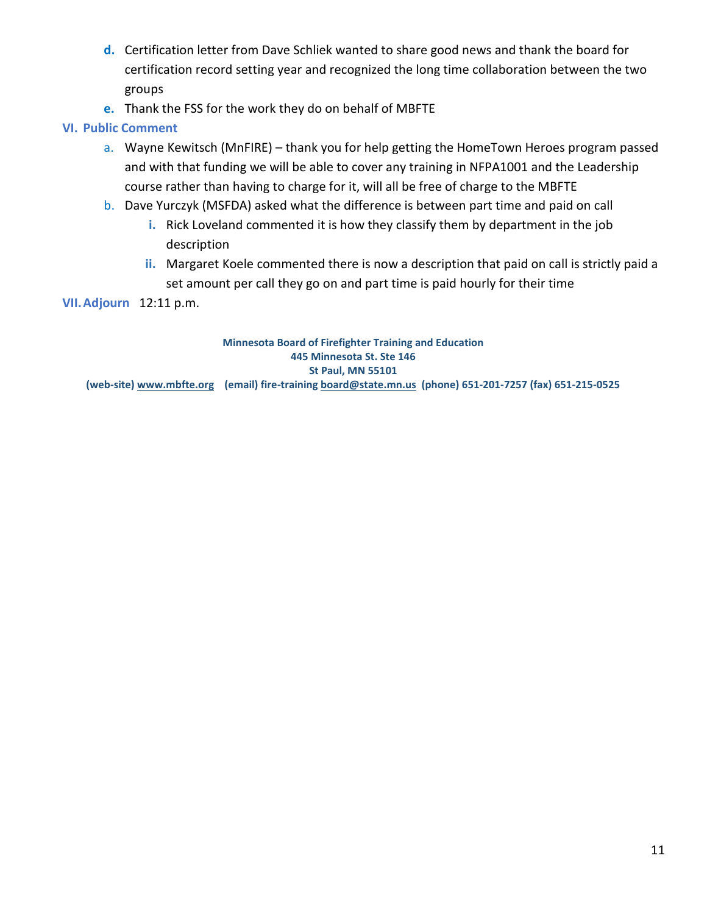d. Certification letter from Dave Schliek wanted to share good news and thank the board for certification record setting year and recognized the long time collaboration between the two groups
e. Thank the FSS for the work they do on behalf of MBFTE

## VI. Public Comment

a. Wayne Kewitsch (MnFIRE) – thank you for help getting the HomeTown Heroes program passed and with that funding we will be able to cover any training in NFPA1001 and the Leadership course rather than having to charge for it, will all be free of charge to the MBFTE
b. Dave Yurczyk (MSFDA) asked what the difference is between part time and paid on call
    i. Rick Loveland commented it is how they classify them by department in the job description
    ii. Margaret Koele commented there is now a description that paid on call is strictly paid a set amount per call they go on and part time is paid hourly for their time

## VII. Adjourn 12:11 p.m.

**Minnesota Board of Firefighter Training and Education**
**445 Minnesota St. Ste 146**
**St Paul, MN 55101**
**(web-site) www.mbfte.org (email) fire-training board@state.mn.us (phone) 651-201-7257 (fax) 651-215-0525**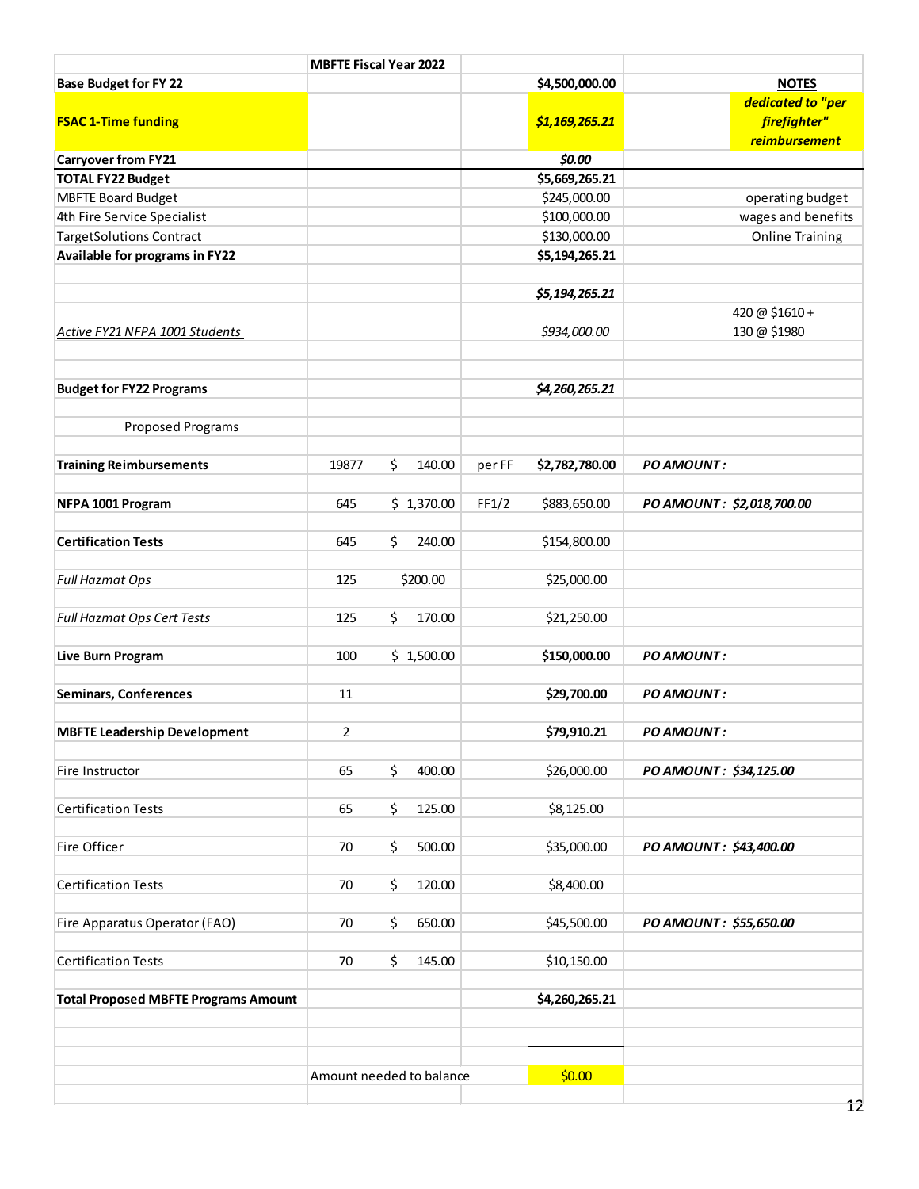| | MBFTE Fiscal Year 2022 | | | | | |
|---|---|---|---|---|---|---|
| **Base Budget for FY 22** | | | | **$4,500,000.00** | | **NOTES** |
| **FSAC 1-Time funding** | | | | ***$1,169,265.21*** | | ***dedicated to "per firefighter" reimbursement*** |
| **Carryover from FY21** | | | | ***$0.00*** | | |
| **TOTAL FY22 Budget** | | | | **$5,669,265.21** | | |
| MBFTE Board Budget | | | | $245,000.00 | | operating budget |
| 4th Fire Service Specialist | | | | $100,000.00 | | wages and benefits |
| TargetSolutions Contract | | | | $130,000.00 | | Online Training |
| **Available for programs in FY22** | | | | **$5,194,265.21** | | |
| | | | | | | |
| | | | | ***$5,194,265.21*** | | |
| *Active FY21 NFPA 1001 Students* | | | | *$934,000.00* | | 420 @ $1610 + 130 @ $1980 |
| | | | | | | |
| **Budget for FY22 Programs** | | | | ***$4,260,265.21*** | | |
| | | | | | | |
| Proposed Programs | | | | | | |
| | | | | | | |
| **Training Reimbursements** | 19877 | $ 140.00 | per FF | **$2,782,780.00** | ***PO AMOUNT :*** | |
| | | | | | | |
| **NFPA 1001 Program** | 645 | $ 1,370.00 | FF1/2 | $883,650.00 | ***PO AMOUNT :*** | ***$2,018,700.00*** |
| | | | | | | |
| **Certification Tests** | 645 | $ 240.00 | | $154,800.00 | | |
| | | | | | | |
| *Full Hazmat Ops* | 125 | $200.00 | | $25,000.00 | | |
| | | | | | | |
| *Full Hazmat Ops Cert Tests* | 125 | $ 170.00 | | $21,250.00 | | |
| | | | | | | |
| **Live Burn Program** | 100 | $ 1,500.00 | | **$150,000.00** | ***PO AMOUNT :*** | |
| | | | | | | |
| **Seminars, Conferences** | 11 | | | **$29,700.00** | ***PO AMOUNT :*** | |
| | | | | | | |
| **MBFTE Leadership Development** | 2 | | | **$79,910.21** | ***PO AMOUNT :*** | |
| | | | | | | |
| Fire Instructor | 65 | $ 400.00 | | $26,000.00 | ***PO AMOUNT :*** | ***$34,125.00*** |
| | | | | | | |
| Certification Tests | 65 | $ 125.00 | | $8,125.00 | | |
| | | | | | | |
| Fire Officer | 70 | $ 500.00 | | $35,000.00 | ***PO AMOUNT :*** | ***$43,400.00*** |
| | | | | | | |
| Certification Tests | 70 | $ 120.00 | | $8,400.00 | | |
| | | | | | | |
| Fire Apparatus Operator (FAO) | 70 | $ 650.00 | | $45,500.00 | ***PO AMOUNT :*** | ***$55,650.00*** |
| | | | | | | |
| Certification Tests | 70 | $ 145.00 | | $10,150.00 | | |
| | | | | | | |
| **Total Proposed MBFTE Programs Amount** | | | | **$4,260,265.21** | | |
| | | | | | | |
| | | | | | | |
| | | | | | | |
| | Amount needed to balance | | | $0.00 | | |